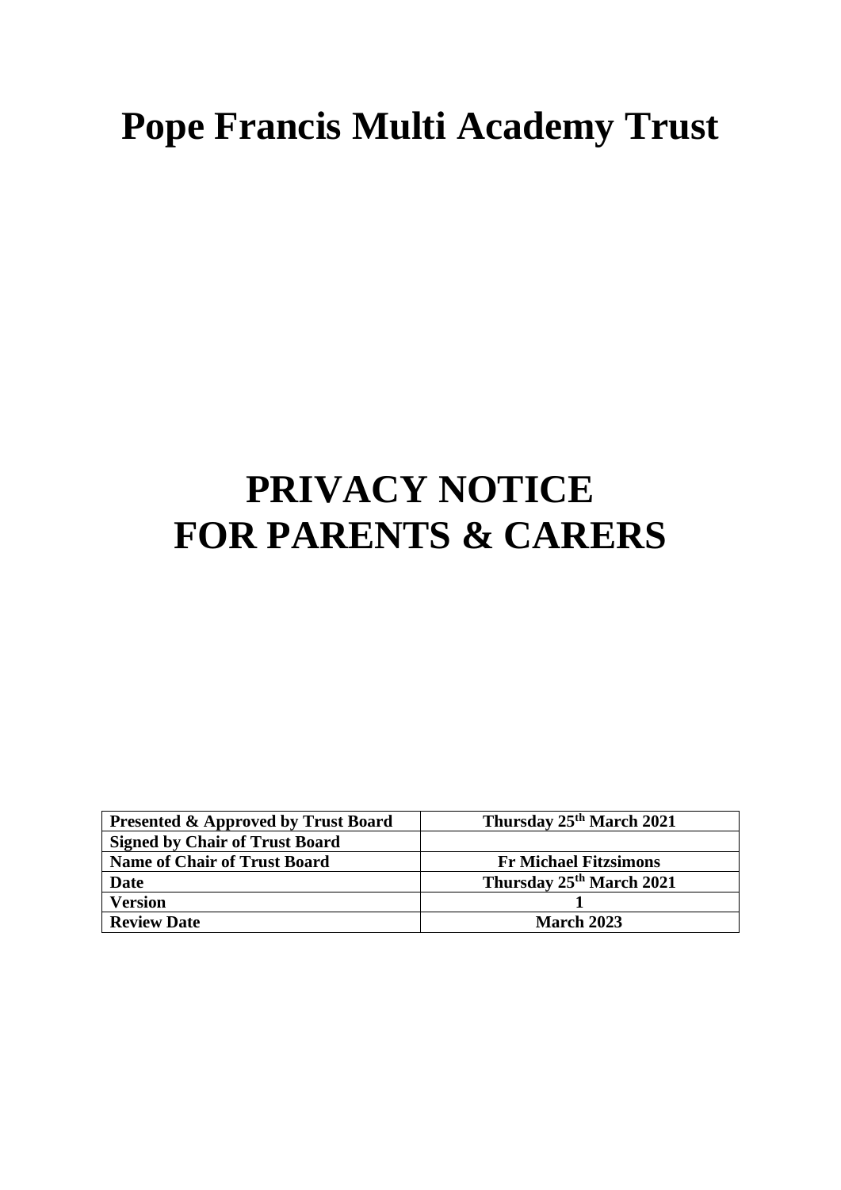# Pope Francis Multi Academy Trust

# PRIVACY NOTICE
# FOR PARENTS & CARERS

| **Presented & Approved by Trust Board** | **Thursday 25th March 2021** |
|---|---|
| **Signed by Chair of Trust Board** | |
| **Name of Chair of Trust Board** | **Fr Michael Fitzsimons** |
| **Date** | **Thursday 25th March 2021** |
| **Version** | **1** |
| **Review Date** | **March 2023** |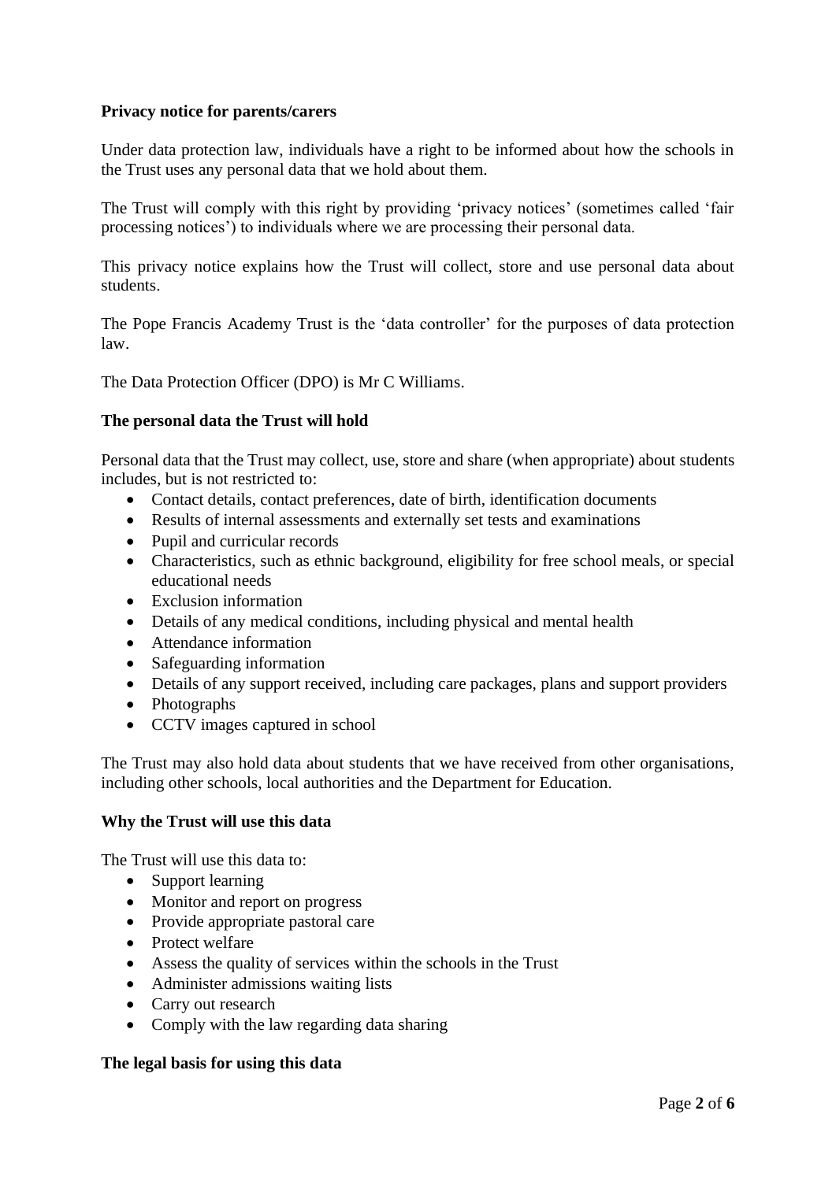**Privacy notice for parents/carers**

Under data protection law, individuals have a right to be informed about how the schools in the Trust uses any personal data that we hold about them.

The Trust will comply with this right by providing 'privacy notices' (sometimes called 'fair processing notices') to individuals where we are processing their personal data.

This privacy notice explains how the Trust will collect, store and use personal data about students.

The Pope Francis Academy Trust is the 'data controller' for the purposes of data protection law.

The Data Protection Officer (DPO) is Mr C Williams.

**The personal data the Trust will hold**

Personal data that the Trust may collect, use, store and share (when appropriate) about students includes, but is not restricted to:

- Contact details, contact preferences, date of birth, identification documents
- Results of internal assessments and externally set tests and examinations
- Pupil and curricular records
- Characteristics, such as ethnic background, eligibility for free school meals, or special educational needs
- Exclusion information
- Details of any medical conditions, including physical and mental health
- Attendance information
- Safeguarding information
- Details of any support received, including care packages, plans and support providers
- Photographs
- CCTV images captured in school

The Trust may also hold data about students that we have received from other organisations, including other schools, local authorities and the Department for Education.

**Why the Trust will use this data**

The Trust will use this data to:

- Support learning
- Monitor and report on progress
- Provide appropriate pastoral care
- Protect welfare
- Assess the quality of services within the schools in the Trust
- Administer admissions waiting lists
- Carry out research
- Comply with the law regarding data sharing

**The legal basis for using this data**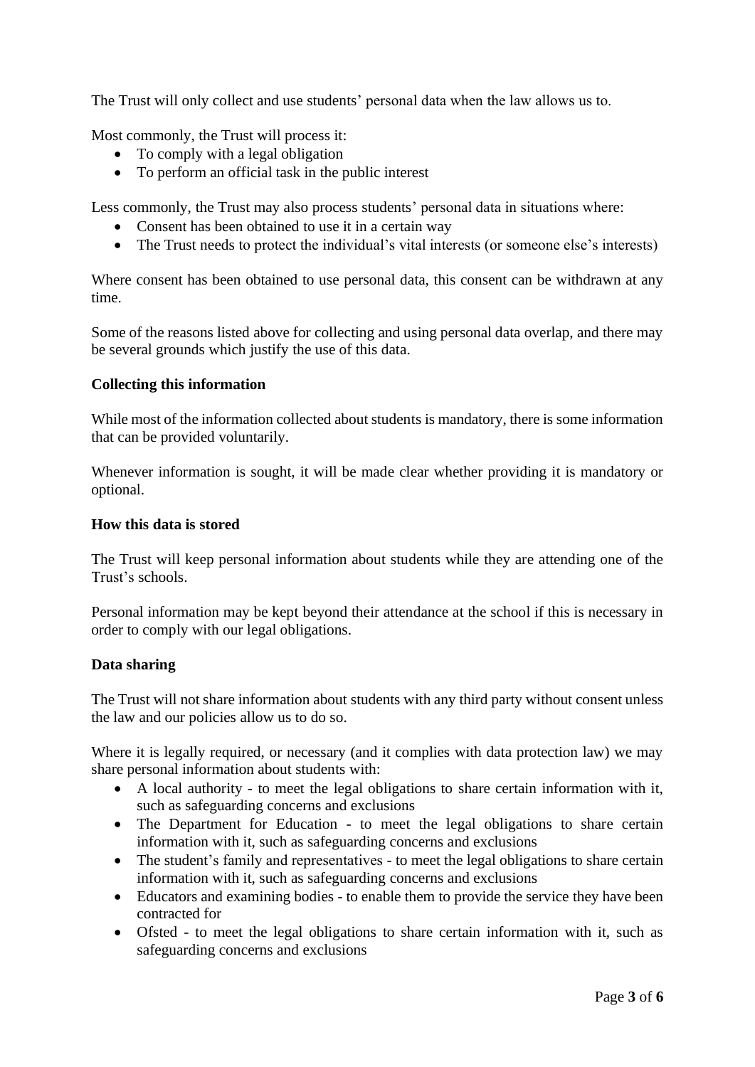The Trust will only collect and use students' personal data when the law allows us to.

Most commonly, the Trust will process it:

- To comply with a legal obligation
- To perform an official task in the public interest

Less commonly, the Trust may also process students' personal data in situations where:

- Consent has been obtained to use it in a certain way
- The Trust needs to protect the individual's vital interests (or someone else's interests)

Where consent has been obtained to use personal data, this consent can be withdrawn at any time.

Some of the reasons listed above for collecting and using personal data overlap, and there may be several grounds which justify the use of this data.

**Collecting this information**

While most of the information collected about students is mandatory, there is some information that can be provided voluntarily.

Whenever information is sought, it will be made clear whether providing it is mandatory or optional.

**How this data is stored**

The Trust will keep personal information about students while they are attending one of the Trust's schools.

Personal information may be kept beyond their attendance at the school if this is necessary in order to comply with our legal obligations.

**Data sharing**

The Trust will not share information about students with any third party without consent unless the law and our policies allow us to do so.

Where it is legally required, or necessary (and it complies with data protection law) we may share personal information about students with:

- A local authority - to meet the legal obligations to share certain information with it, such as safeguarding concerns and exclusions
- The Department for Education - to meet the legal obligations to share certain information with it, such as safeguarding concerns and exclusions
- The student's family and representatives - to meet the legal obligations to share certain information with it, such as safeguarding concerns and exclusions
- Educators and examining bodies - to enable them to provide the service they have been contracted for
- Ofsted - to meet the legal obligations to share certain information with it, such as safeguarding concerns and exclusions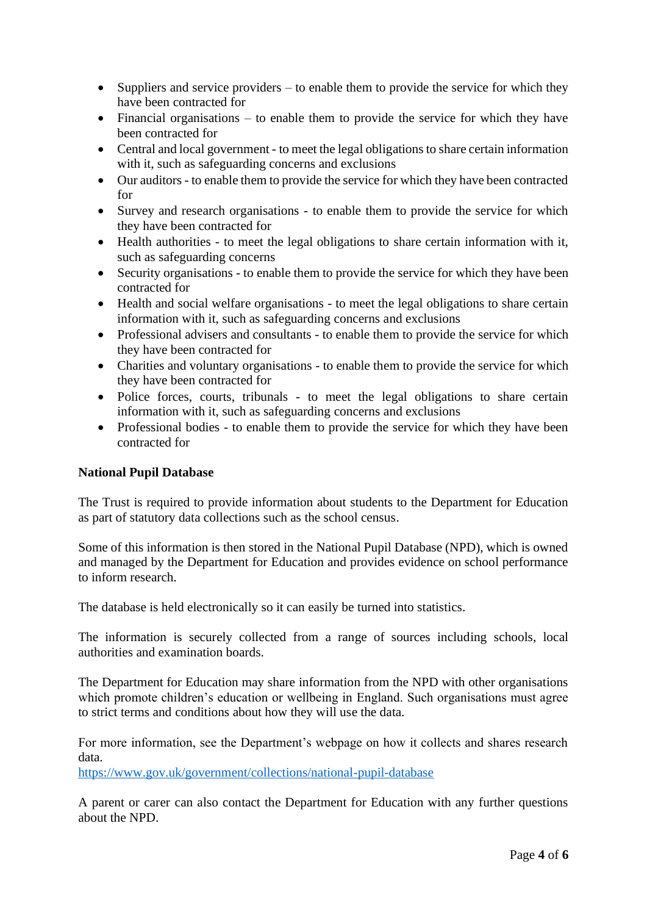- Suppliers and service providers – to enable them to provide the service for which they have been contracted for
- Financial organisations – to enable them to provide the service for which they have been contracted for
- Central and local government - to meet the legal obligations to share certain information with it, such as safeguarding concerns and exclusions
- Our auditors - to enable them to provide the service for which they have been contracted for
- Survey and research organisations - to enable them to provide the service for which they have been contracted for
- Health authorities - to meet the legal obligations to share certain information with it, such as safeguarding concerns
- Security organisations - to enable them to provide the service for which they have been contracted for
- Health and social welfare organisations - to meet the legal obligations to share certain information with it, such as safeguarding concerns and exclusions
- Professional advisers and consultants - to enable them to provide the service for which they have been contracted for
- Charities and voluntary organisations - to enable them to provide the service for which they have been contracted for
- Police forces, courts, tribunals - to meet the legal obligations to share certain information with it, such as safeguarding concerns and exclusions
- Professional bodies - to enable them to provide the service for which they have been contracted for

**National Pupil Database**

The Trust is required to provide information about students to the Department for Education as part of statutory data collections such as the school census.

Some of this information is then stored in the National Pupil Database (NPD), which is owned and managed by the Department for Education and provides evidence on school performance to inform research.

The database is held electronically so it can easily be turned into statistics.

The information is securely collected from a range of sources including schools, local authorities and examination boards.

The Department for Education may share information from the NPD with other organisations which promote children's education or wellbeing in England. Such organisations must agree to strict terms and conditions about how they will use the data.

For more information, see the Department's webpage on how it collects and shares research data.
https://www.gov.uk/government/collections/national-pupil-database

A parent or carer can also contact the Department for Education with any further questions about the NPD.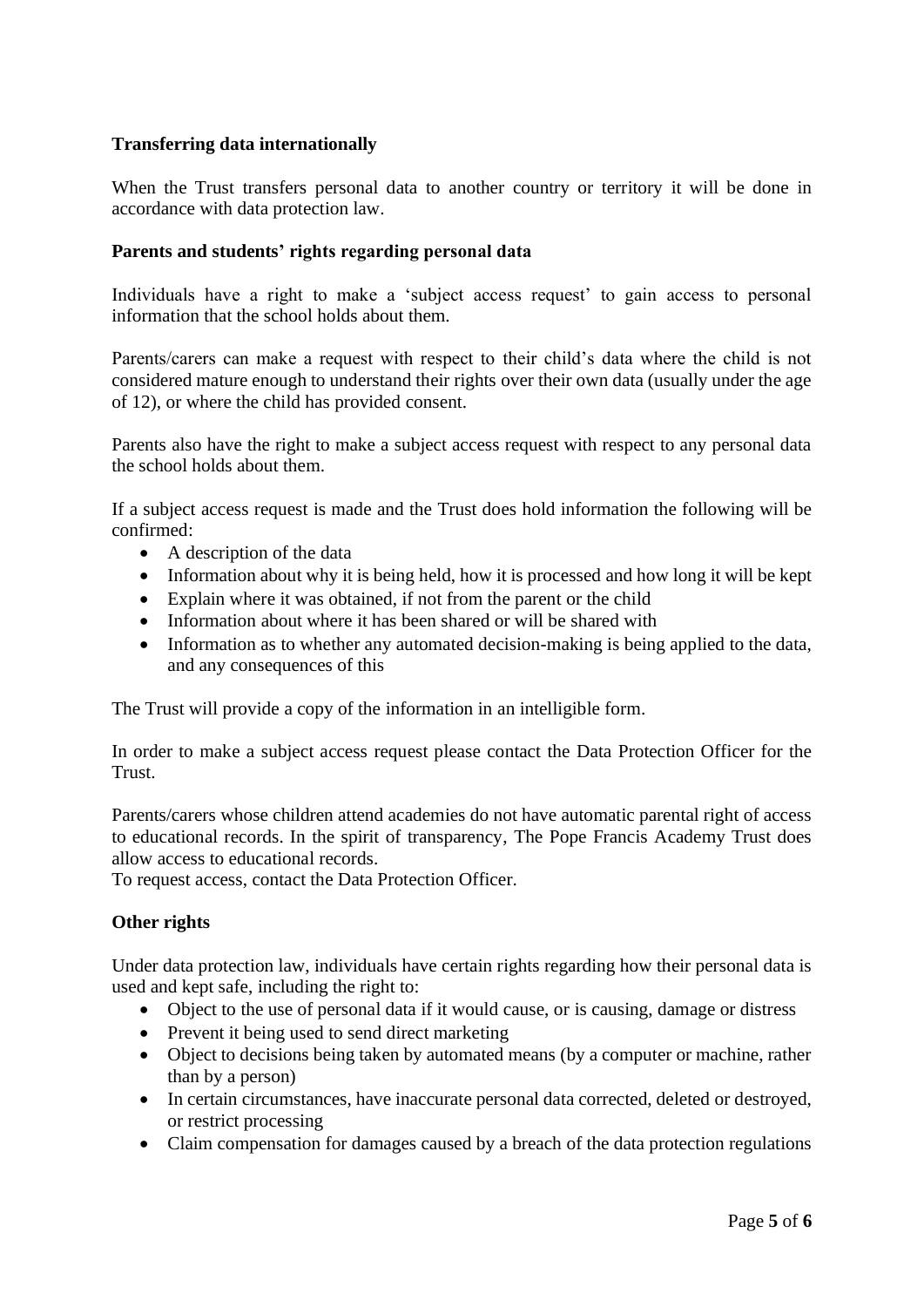**Transferring data internationally**

When the Trust transfers personal data to another country or territory it will be done in accordance with data protection law.

**Parents and students' rights regarding personal data**

Individuals have a right to make a 'subject access request' to gain access to personal information that the school holds about them.

Parents/carers can make a request with respect to their child's data where the child is not considered mature enough to understand their rights over their own data (usually under the age of 12), or where the child has provided consent.

Parents also have the right to make a subject access request with respect to any personal data the school holds about them.

If a subject access request is made and the Trust does hold information the following will be confirmed:

- A description of the data
- Information about why it is being held, how it is processed and how long it will be kept
- Explain where it was obtained, if not from the parent or the child
- Information about where it has been shared or will be shared with
- Information as to whether any automated decision-making is being applied to the data, and any consequences of this

The Trust will provide a copy of the information in an intelligible form.

In order to make a subject access request please contact the Data Protection Officer for the Trust.

Parents/carers whose children attend academies do not have automatic parental right of access to educational records. In the spirit of transparency, The Pope Francis Academy Trust does allow access to educational records.
To request access, contact the Data Protection Officer.

**Other rights**

Under data protection law, individuals have certain rights regarding how their personal data is used and kept safe, including the right to:

- Object to the use of personal data if it would cause, or is causing, damage or distress
- Prevent it being used to send direct marketing
- Object to decisions being taken by automated means (by a computer or machine, rather than by a person)
- In certain circumstances, have inaccurate personal data corrected, deleted or destroyed, or restrict processing
- Claim compensation for damages caused by a breach of the data protection regulations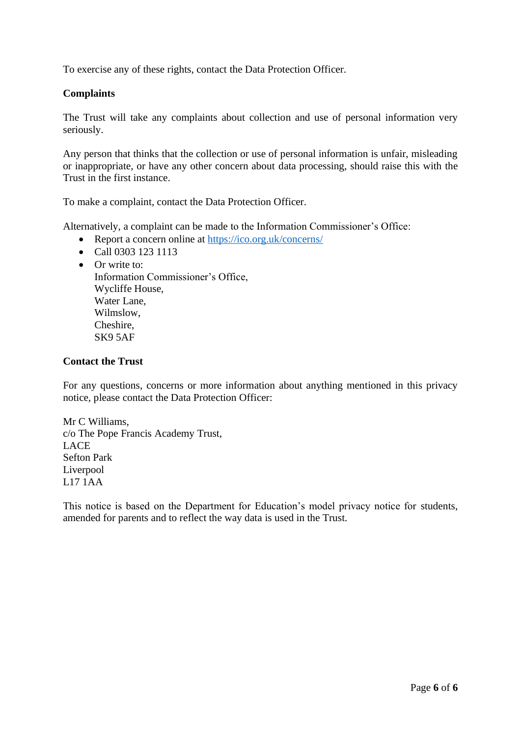To exercise any of these rights, contact the Data Protection Officer.

**Complaints**

The Trust will take any complaints about collection and use of personal information very seriously.

Any person that thinks that the collection or use of personal information is unfair, misleading or inappropriate, or have any other concern about data processing, should raise this with the Trust in the first instance.

To make a complaint, contact the Data Protection Officer.

Alternatively, a complaint can be made to the Information Commissioner's Office:

- Report a concern online at https://ico.org.uk/concerns/
- Call 0303 123 1113
- Or write to:
  Information Commissioner's Office,
  Wycliffe House,
  Water Lane,
  Wilmslow,
  Cheshire,
  SK9 5AF

**Contact the Trust**

For any questions, concerns or more information about anything mentioned in this privacy notice, please contact the Data Protection Officer:

Mr C Williams,
c/o The Pope Francis Academy Trust,
LACE
Sefton Park
Liverpool
L17 1AA

This notice is based on the Department for Education's model privacy notice for students, amended for parents and to reflect the way data is used in the Trust.